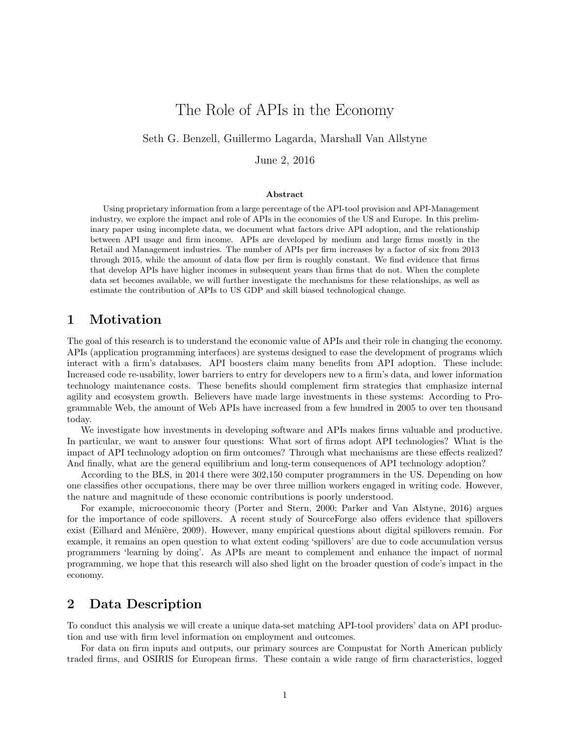# The Role of APIs in the Economy

Seth G. Benzell, Guillermo Lagarda, Marshall Van Allstyne

June 2, 2016

**Abstract**

Using proprietary information from a large percentage of the API-tool provision and API-Management industry, we explore the impact and role of APIs in the economies of the US and Europe. In this preliminary paper using incomplete data, we document what factors drive API adoption, and the relationship between API usage and firm income. APIs are developed by medium and large firms mostly in the Retail and Management industries. The number of APIs per firm increases by a factor of six from 2013 through 2015, while the amount of data flow per firm is roughly constant. We find evidence that firms that develop APIs have higher incomes in subsequent years than firms that do not. When the complete data set becomes available, we will further investigate the mechanisms for these relationships, as well as estimate the contribution of APIs to US GDP and skill biased technological change.

## 1 Motivation

The goal of this research is to understand the economic value of APIs and their role in changing the economy. APIs (application programming interfaces) are systems designed to ease the development of programs which interact with a firm's databases. API boosters claim many benefits from API adoption. These include: Increased code re-usability, lower barriers to entry for developers new to a firm's data, and lower information technology maintenance costs. These benefits should complement firm strategies that emphasize internal agility and ecosystem growth. Believers have made large investments in these systems: According to Programmable Web, the amount of Web APIs have increased from a few hundred in 2005 to over ten thousand today.

We investigate how investments in developing software and APIs makes firms valuable and productive. In particular, we want to answer four questions: What sort of firms adopt API technologies? What is the impact of API technology adoption on firm outcomes? Through what mechanisms are these effects realized? And finally, what are the general equilibrium and long-term consequences of API technology adoption?

According to the BLS, in 2014 there were 302,150 computer programmers in the US. Depending on how one classifies other occupations, there may be over three million workers engaged in writing code. However, the nature and magnitude of these economic contributions is poorly understood.

For example, microeconomic theory (Porter and Stern, 2000; Parker and Van Alstyne, 2016) argues for the importance of code spillovers. A recent study of SourceForge also offers evidence that spillovers exist (Eilhard and Ménière, 2009). However, many empirical questions about digital spillovers remain. For example, it remains an open question to what extent coding 'spillovers' are due to code accumulation versus programmers 'learning by doing'. As APIs are meant to complement and enhance the impact of normal programming, we hope that this research will also shed light on the broader question of code's impact in the economy.

## 2 Data Description

To conduct this analysis we will create a unique data-set matching API-tool providers' data on API production and use with firm level information on employment and outcomes.

For data on firm inputs and outputs, our primary sources are Compustat for North American publicly traded firms, and OSIRIS for European firms. These contain a wide range of firm characteristics, logged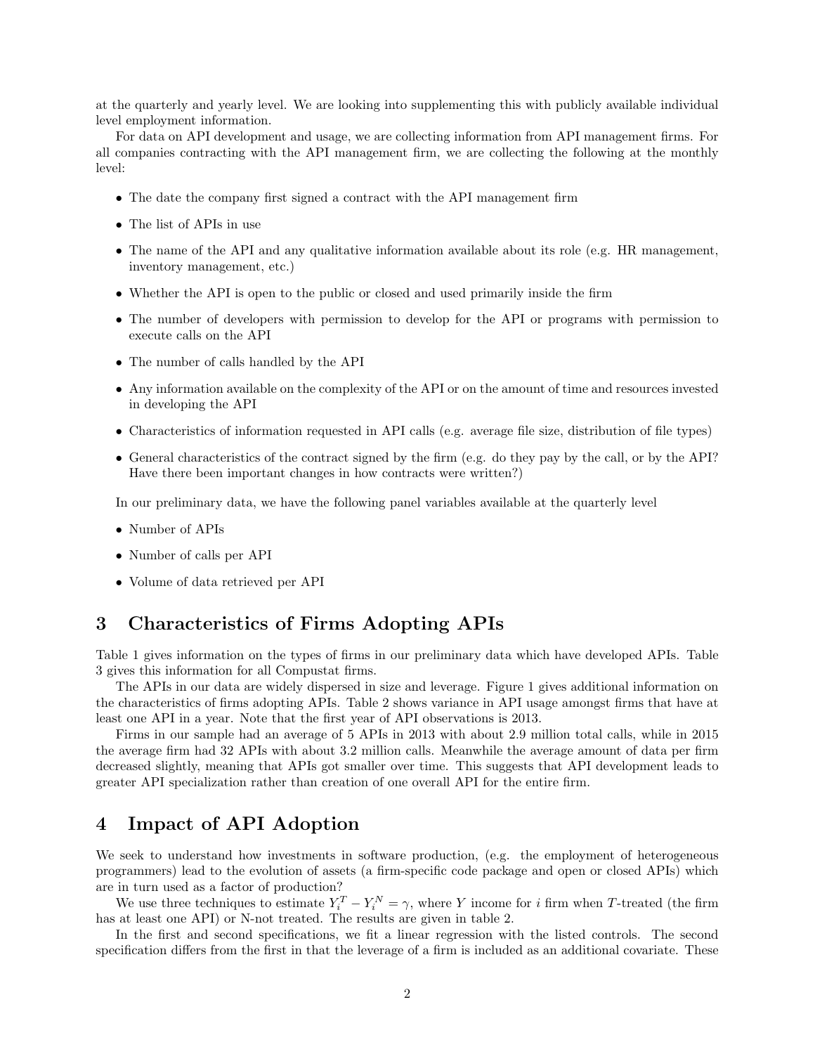at the quarterly and yearly level. We are looking into supplementing this with publicly available individual level employment information.

For data on API development and usage, we are collecting information from API management firms. For all companies contracting with the API management firm, we are collecting the following at the monthly level:

- The date the company first signed a contract with the API management firm
- The list of APIs in use
- The name of the API and any qualitative information available about its role (e.g. HR management, inventory management, etc.)
- Whether the API is open to the public or closed and used primarily inside the firm
- The number of developers with permission to develop for the API or programs with permission to execute calls on the API
- The number of calls handled by the API
- Any information available on the complexity of the API or on the amount of time and resources invested in developing the API
- Characteristics of information requested in API calls (e.g. average file size, distribution of file types)
- General characteristics of the contract signed by the firm (e.g. do they pay by the call, or by the API? Have there been important changes in how contracts were written?)

In our preliminary data, we have the following panel variables available at the quarterly level

- Number of APIs
- Number of calls per API
- Volume of data retrieved per API

# 3 Characteristics of Firms Adopting APIs

Table 1 gives information on the types of firms in our preliminary data which have developed APIs. Table 3 gives this information for all Compustat firms.

The APIs in our data are widely dispersed in size and leverage. Figure 1 gives additional information on the characteristics of firms adopting APIs. Table 2 shows variance in API usage amongst firms that have at least one API in a year. Note that the first year of API observations is 2013.

Firms in our sample had an average of 5 APIs in 2013 with about 2.9 million total calls, while in 2015 the average firm had 32 APIs with about 3.2 million calls. Meanwhile the average amount of data per firm decreased slightly, meaning that APIs got smaller over time. This suggests that API development leads to greater API specialization rather than creation of one overall API for the entire firm.

# 4 Impact of API Adoption

We seek to understand how investments in software production, (e.g. the employment of heterogeneous programmers) lead to the evolution of assets (a firm-specific code package and open or closed APIs) which are in turn used as a factor of production?

We use three techniques to estimate $Y_i^T - Y_i^N = \gamma$, where $Y$ income for $i$ firm when $T$-treated (the firm has at least one API) or N-not treated. The results are given in table 2.

In the first and second specifications, we fit a linear regression with the listed controls. The second specification differs from the first in that the leverage of a firm is included as an additional covariate. These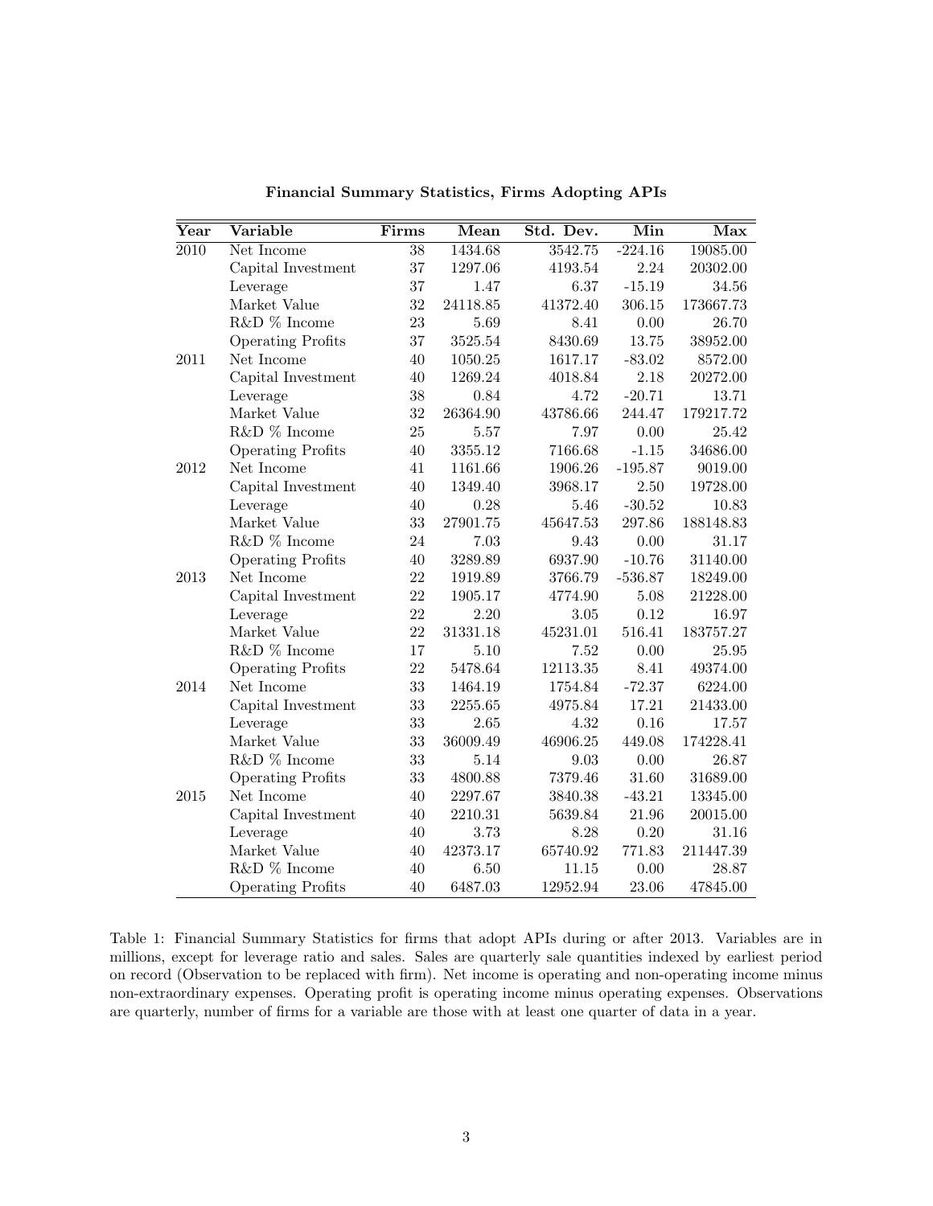**Financial Summary Statistics, Firms Adopting APIs**

| Year | Variable | Firms | Mean | Std. Dev. | Min | Max |
|---|---|---|---|---|---|---|
| 2010 | Net Income | 38 | 1434.68 | 3542.75 | -224.16 | 19085.00 |
| | Capital Investment | 37 | 1297.06 | 4193.54 | 2.24 | 20302.00 |
| | Leverage | 37 | 1.47 | 6.37 | -15.19 | 34.56 |
| | Market Value | 32 | 24118.85 | 41372.40 | 306.15 | 173667.73 |
| | R&D % Income | 23 | 5.69 | 8.41 | 0.00 | 26.70 |
| | Operating Profits | 37 | 3525.54 | 8430.69 | 13.75 | 38952.00 |
| 2011 | Net Income | 40 | 1050.25 | 1617.17 | -83.02 | 8572.00 |
| | Capital Investment | 40 | 1269.24 | 4018.84 | 2.18 | 20272.00 |
| | Leverage | 38 | 0.84 | 4.72 | -20.71 | 13.71 |
| | Market Value | 32 | 26364.90 | 43786.66 | 244.47 | 179217.72 |
| | R&D % Income | 25 | 5.57 | 7.97 | 0.00 | 25.42 |
| | Operating Profits | 40 | 3355.12 | 7166.68 | -1.15 | 34686.00 |
| 2012 | Net Income | 41 | 1161.66 | 1906.26 | -195.87 | 9019.00 |
| | Capital Investment | 40 | 1349.40 | 3968.17 | 2.50 | 19728.00 |
| | Leverage | 40 | 0.28 | 5.46 | -30.52 | 10.83 |
| | Market Value | 33 | 27901.75 | 45647.53 | 297.86 | 188148.83 |
| | R&D % Income | 24 | 7.03 | 9.43 | 0.00 | 31.17 |
| | Operating Profits | 40 | 3289.89 | 6937.90 | -10.76 | 31140.00 |
| 2013 | Net Income | 22 | 1919.89 | 3766.79 | -536.87 | 18249.00 |
| | Capital Investment | 22 | 1905.17 | 4774.90 | 5.08 | 21228.00 |
| | Leverage | 22 | 2.20 | 3.05 | 0.12 | 16.97 |
| | Market Value | 22 | 31331.18 | 45231.01 | 516.41 | 183757.27 |
| | R&D % Income | 17 | 5.10 | 7.52 | 0.00 | 25.95 |
| | Operating Profits | 22 | 5478.64 | 12113.35 | 8.41 | 49374.00 |
| 2014 | Net Income | 33 | 1464.19 | 1754.84 | -72.37 | 6224.00 |
| | Capital Investment | 33 | 2255.65 | 4975.84 | 17.21 | 21433.00 |
| | Leverage | 33 | 2.65 | 4.32 | 0.16 | 17.57 |
| | Market Value | 33 | 36009.49 | 46906.25 | 449.08 | 174228.41 |
| | R&D % Income | 33 | 5.14 | 9.03 | 0.00 | 26.87 |
| | Operating Profits | 33 | 4800.88 | 7379.46 | 31.60 | 31689.00 |
| 2015 | Net Income | 40 | 2297.67 | 3840.38 | -43.21 | 13345.00 |
| | Capital Investment | 40 | 2210.31 | 5639.84 | 21.96 | 20015.00 |
| | Leverage | 40 | 3.73 | 8.28 | 0.20 | 31.16 |
| | Market Value | 40 | 42373.17 | 65740.92 | 771.83 | 211447.39 |
| | R&D % Income | 40 | 6.50 | 11.15 | 0.00 | 28.87 |
| | Operating Profits | 40 | 6487.03 | 12952.94 | 23.06 | 47845.00 |

Table 1: Financial Summary Statistics for firms that adopt APIs during or after 2013. Variables are in millions, except for leverage ratio and sales. Sales are quarterly sale quantities indexed by earliest period on record (Observation to be replaced with firm). Net income is operating and non-operating income minus non-extraordinary expenses. Operating profit is operating income minus operating expenses. Observations are quarterly, number of firms for a variable are those with at least one quarter of data in a year.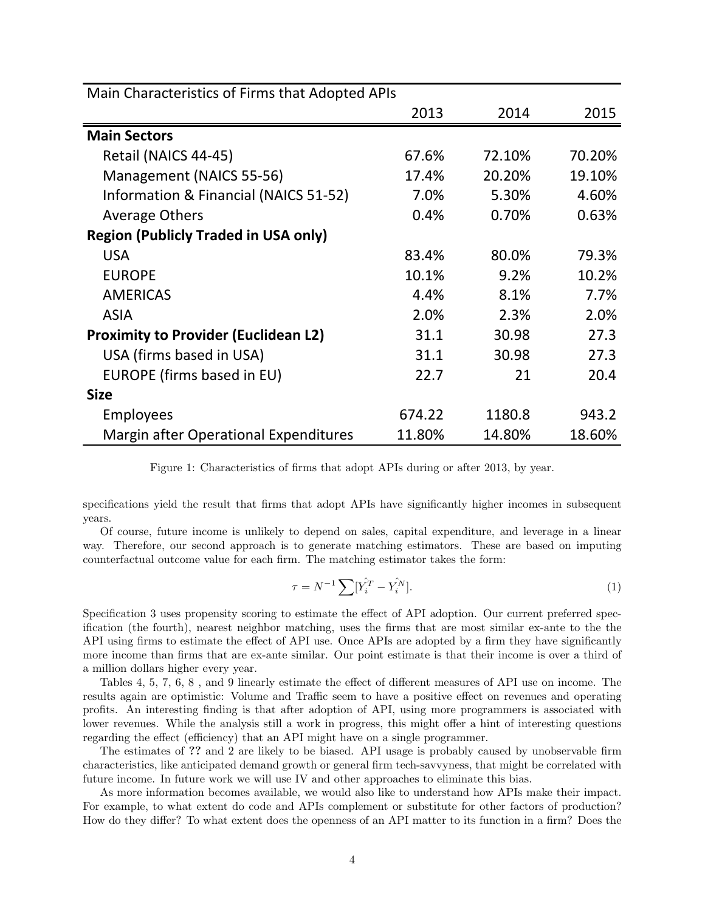| Main Characteristics of Firms that Adopted APIs | 2013 | 2014 | 2015 |
|---|---|---|---|
| **Main Sectors** | | | |
| Retail (NAICS 44-45) | 67.6% | 72.10% | 70.20% |
| Management (NAICS 55-56) | 17.4% | 20.20% | 19.10% |
| Information & Financial (NAICS 51-52) | 7.0% | 5.30% | 4.60% |
| Average Others | 0.4% | 0.70% | 0.63% |
| **Region (Publicly Traded in USA only)** | | | |
| USA | 83.4% | 80.0% | 79.3% |
| EUROPE | 10.1% | 9.2% | 10.2% |
| AMERICAS | 4.4% | 8.1% | 7.7% |
| ASIA | 2.0% | 2.3% | 2.0% |
| **Proximity to Provider (Euclidean L2)** | 31.1 | 30.98 | 27.3 |
| USA (firms based in USA) | 31.1 | 30.98 | 27.3 |
| EUROPE (firms based in EU) | 22.7 | 21 | 20.4 |
| **Size** | | | |
| Employees | 674.22 | 1180.8 | 943.2 |
| Margin after Operational Expenditures | 11.80% | 14.80% | 18.60% |

Figure 1: Characteristics of firms that adopt APIs during or after 2013, by year.

specifications yield the result that firms that adopt APIs have significantly higher incomes in subsequent years.

Of course, future income is unlikely to depend on sales, capital expenditure, and leverage in a linear way. Therefore, our second approach is to generate matching estimators. These are based on imputing counterfactual outcome value for each firm. The matching estimator takes the form:

$$\tau = N^{-1} \sum [\hat{Y_i^T} - \hat{Y_i^N}]. \tag{1}$$

Specification 3 uses propensity scoring to estimate the effect of API adoption. Our current preferred specification (the fourth), nearest neighbor matching, uses the firms that are most similar ex-ante to the the API using firms to estimate the effect of API use. Once APIs are adopted by a firm they have significantly more income than firms that are ex-ante similar. Our point estimate is that their income is over a third of a million dollars higher every year.

Tables 4, 5, 7, 6, 8 , and 9 linearly estimate the effect of different measures of API use on income. The results again are optimistic: Volume and Traffic seem to have a positive effect on revenues and operating profits. An interesting finding is that after adoption of API, using more programmers is associated with lower revenues. While the analysis still a work in progress, this might offer a hint of interesting questions regarding the effect (efficiency) that an API might have on a single programmer.

The estimates of **??** and 2 are likely to be biased. API usage is probably caused by unobservable firm characteristics, like anticipated demand growth or general firm tech-savvyness, that might be correlated with future income. In future work we will use IV and other approaches to eliminate this bias.

As more information becomes available, we would also like to understand how APIs make their impact. For example, to what extent do code and APIs complement or substitute for other factors of production? How do they differ? To what extent does the openness of an API matter to its function in a firm? Does the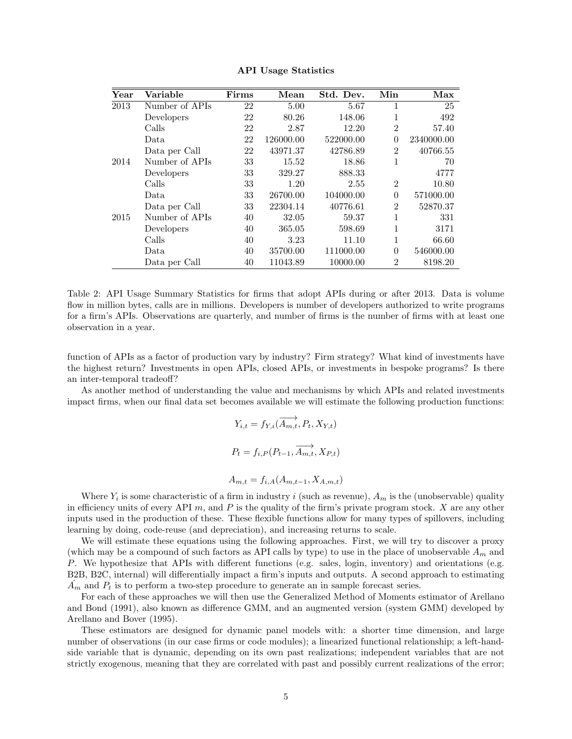**API Usage Statistics**

| Year | Variable | Firms | Mean | Std. Dev. | Min | Max |
|---|---|---|---|---|---|---|
| 2013 | Number of APIs | 22 | 5.00 | 5.67 | 1 | 25 |
| | Developers | 22 | 80.26 | 148.06 | 1 | 492 |
| | Calls | 22 | 2.87 | 12.20 | 2 | 57.40 |
| | Data | 22 | 126000.00 | 522000.00 | 0 | 2340000.00 |
| | Data per Call | 22 | 43971.37 | 42786.89 | 2 | 40766.55 |
| 2014 | Number of APIs | 33 | 15.52 | 18.86 | 1 | 70 |
| | Developers | 33 | 329.27 | 888.33 | | 4777 |
| | Calls | 33 | 1.20 | 2.55 | 2 | 10.80 |
| | Data | 33 | 26700.00 | 104000.00 | 0 | 571000.00 |
| | Data per Call | 33 | 22304.14 | 40776.61 | 2 | 52870.37 |
| 2015 | Number of APIs | 40 | 32.05 | 59.37 | 1 | 331 |
| | Developers | 40 | 365.05 | 598.69 | 1 | 3171 |
| | Calls | 40 | 3.23 | 11.10 | 1 | 66.60 |
| | Data | 40 | 35700.00 | 111000.00 | 0 | 546000.00 |
| | Data per Call | 40 | 11043.89 | 10000.00 | 2 | 8198.20 |

Table 2: API Usage Summary Statistics for firms that adopt APIs during or after 2013. Data is volume flow in million bytes, calls are in millions. Developers is number of developers authorized to write programs for a firm's APIs. Observations are quarterly, and number of firms is the number of firms with at least one observation in a year.

function of APIs as a factor of production vary by industry? Firm strategy? What kind of investments have the highest return? Investments in open APIs, closed APIs, or investments in bespoke programs? Is there an inter-temporal tradeoff?

As another method of understanding the value and mechanisms by which APIs and related investments impact firms, when our final data set becomes available we will estimate the following production functions:

$$Y_{i,t} = f_{Y,i}(\overrightarrow{A_{m,t}}, P_t, X_{Y,t})$$

$$P_t = f_{i,P}(P_{t-1}, \overrightarrow{A_{m,t}}, X_{P,t})$$

$$A_{m,t} = f_{i,A}(A_{m,t-1}, X_{A,m,t})$$

Where $Y_i$ is some characteristic of a firm in industry $i$ (such as revenue), $A_m$ is the (unobservable) quality in efficiency units of every API $m$, and $P$ is the quality of the firm's private program stock. $X$ are any other inputs used in the production of these. These flexible functions allow for many types of spillovers, including learning by doing, code-reuse (and depreciation), and increasing returns to scale.

We will estimate these equations using the following approaches. First, we will try to discover a proxy (which may be a compound of such factors as API calls by type) to use in the place of unobservable $A_m$ and $P$. We hypothesize that APIs with different functions (e.g. sales, login, inventory) and orientations (e.g. B2B, B2C, internal) will differentially impact a firm's inputs and outputs. A second approach to estimating $\hat{A_m}$ and $P_t$ is to perform a two-step procedure to generate an in sample forecast series.

For each of these approaches we will then use the Generalized Method of Moments estimator of Arellano and Bond (1991), also known as difference GMM, and an augmented version (system GMM) developed by Arellano and Bover (1995).

These estimators are designed for dynamic panel models with: a shorter time dimension, and large number of observations (in our case firms or code modules); a linearized functional relationship; a left-hand-side variable that is dynamic, depending on its own past realizations; independent variables that are not strictly exogenous, meaning that they are correlated with past and possibly current realizations of the error;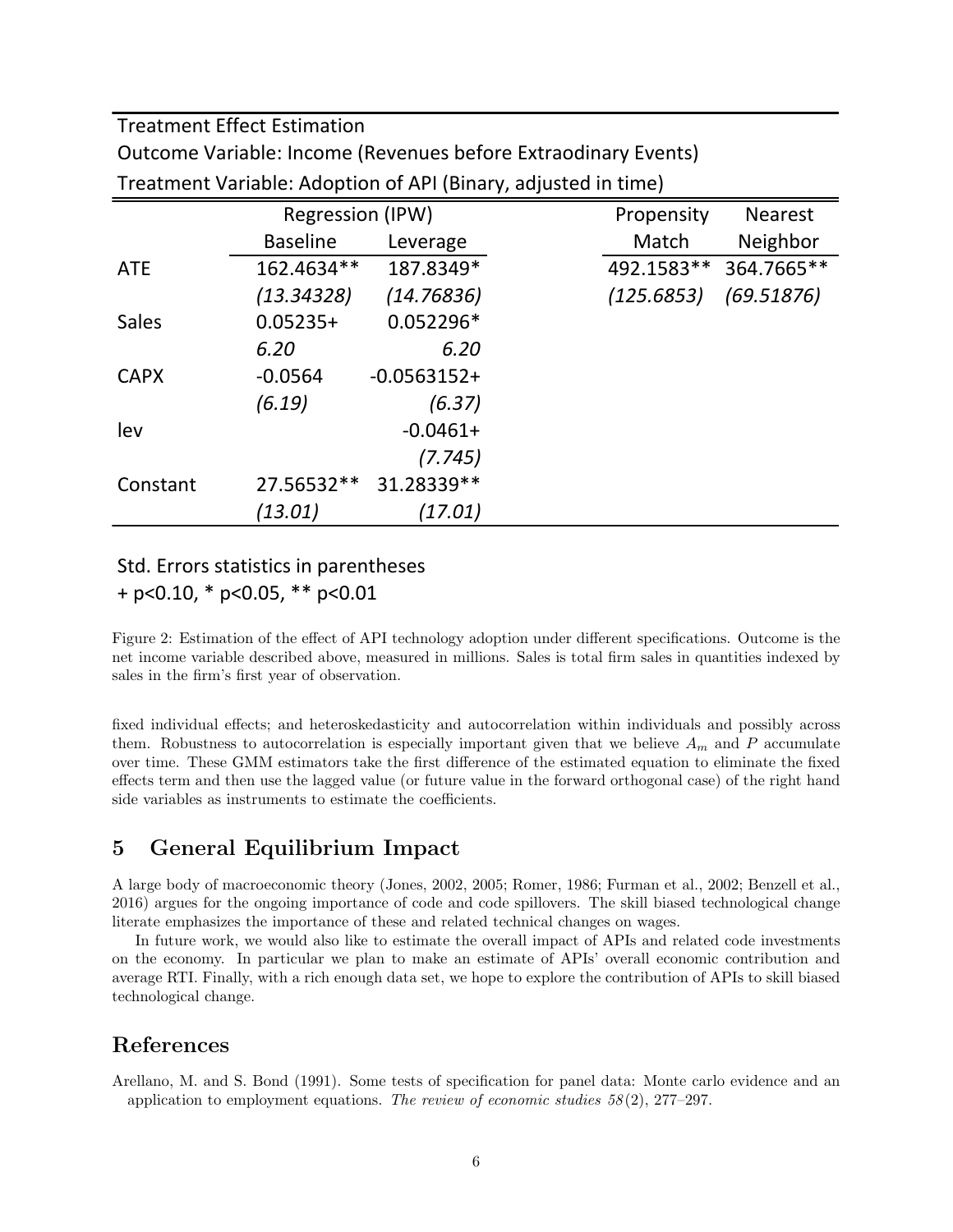| Treatment Effect Estimation | | | | |
|---|---|---|---|---|
| Outcome Variable: Income (Revenues before Extraodinary Events) | | | | |
| Treatment Variable: Adoption of API (Binary, adjusted in time) | | | | |
| | Regression (IPW) | | Propensity | Nearest |
| | Baseline | Leverage | Match | Neighbor |
| ATE | 162.4634** | 187.8349* | 492.1583** | 364.7665** |
| | *(13.34328)* | *(14.76836)* | *(125.6853)* | *(69.51876)* |
| Sales | 0.05235+ | 0.052296* | | |
| | *6.20* | *6.20* | | |
| CAPX | -0.0564 | -0.0563152+ | | |
| | *(6.19)* | *(6.37)* | | |
| lev | | -0.0461+ | | |
| | | *(7.745)* | | |
| Constant | 27.56532** | 31.28339** | | |
| | *(13.01)* | *(17.01)* | | |

Std. Errors statistics in parentheses
+ p<0.10, * p<0.05, ** p<0.01

Figure 2: Estimation of the effect of API technology adoption under different specifications. Outcome is the net income variable described above, measured in millions. Sales is total firm sales in quantities indexed by sales in the firm's first year of observation.

fixed individual effects; and heteroskedasticity and autocorrelation within individuals and possibly across them. Robustness to autocorrelation is especially important given that we believe $A_m$ and $P$ accumulate over time. These GMM estimators take the first difference of the estimated equation to eliminate the fixed effects term and then use the lagged value (or future value in the forward orthogonal case) of the right hand side variables as instruments to estimate the coefficients.

## 5 General Equilibrium Impact

A large body of macroeconomic theory (Jones, 2002, 2005; Romer, 1986; Furman et al., 2002; Benzell et al., 2016) argues for the ongoing importance of code and code spillovers. The skill biased technological change literate emphasizes the importance of these and related technical changes on wages.

In future work, we would also like to estimate the overall impact of APIs and related code investments on the economy. In particular we plan to make an estimate of APIs' overall economic contribution and average RTI. Finally, with a rich enough data set, we hope to explore the contribution of APIs to skill biased technological change.

## References

Arellano, M. and S. Bond (1991). Some tests of specification for panel data: Monte carlo evidence and an application to employment equations. *The review of economic studies 58*(2), 277–297.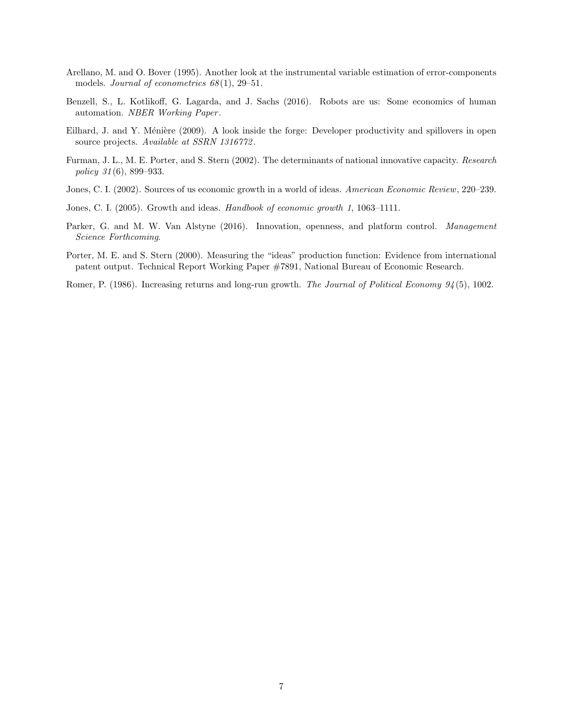Arellano, M. and O. Bover (1995). Another look at the instrumental variable estimation of error-components models. *Journal of econometrics 68*(1), 29–51.

Benzell, S., L. Kotlikoff, G. Lagarda, and J. Sachs (2016). Robots are us: Some economics of human automation. *NBER Working Paper*.

Eilhard, J. and Y. Ménière (2009). A look inside the forge: Developer productivity and spillovers in open source projects. *Available at SSRN 1316772*.

Furman, J. L., M. E. Porter, and S. Stern (2002). The determinants of national innovative capacity. *Research policy 31*(6), 899–933.

Jones, C. I. (2002). Sources of us economic growth in a world of ideas. *American Economic Review*, 220–239.

Jones, C. I. (2005). Growth and ideas. *Handbook of economic growth 1*, 1063–1111.

Parker, G. and M. W. Van Alstyne (2016). Innovation, openness, and platform control. *Management Science Forthcoming*.

Porter, M. E. and S. Stern (2000). Measuring the "ideas" production function: Evidence from international patent output. Technical Report Working Paper #7891, National Bureau of Economic Research.

Romer, P. (1986). Increasing returns and long-run growth. *The Journal of Political Economy 94*(5), 1002.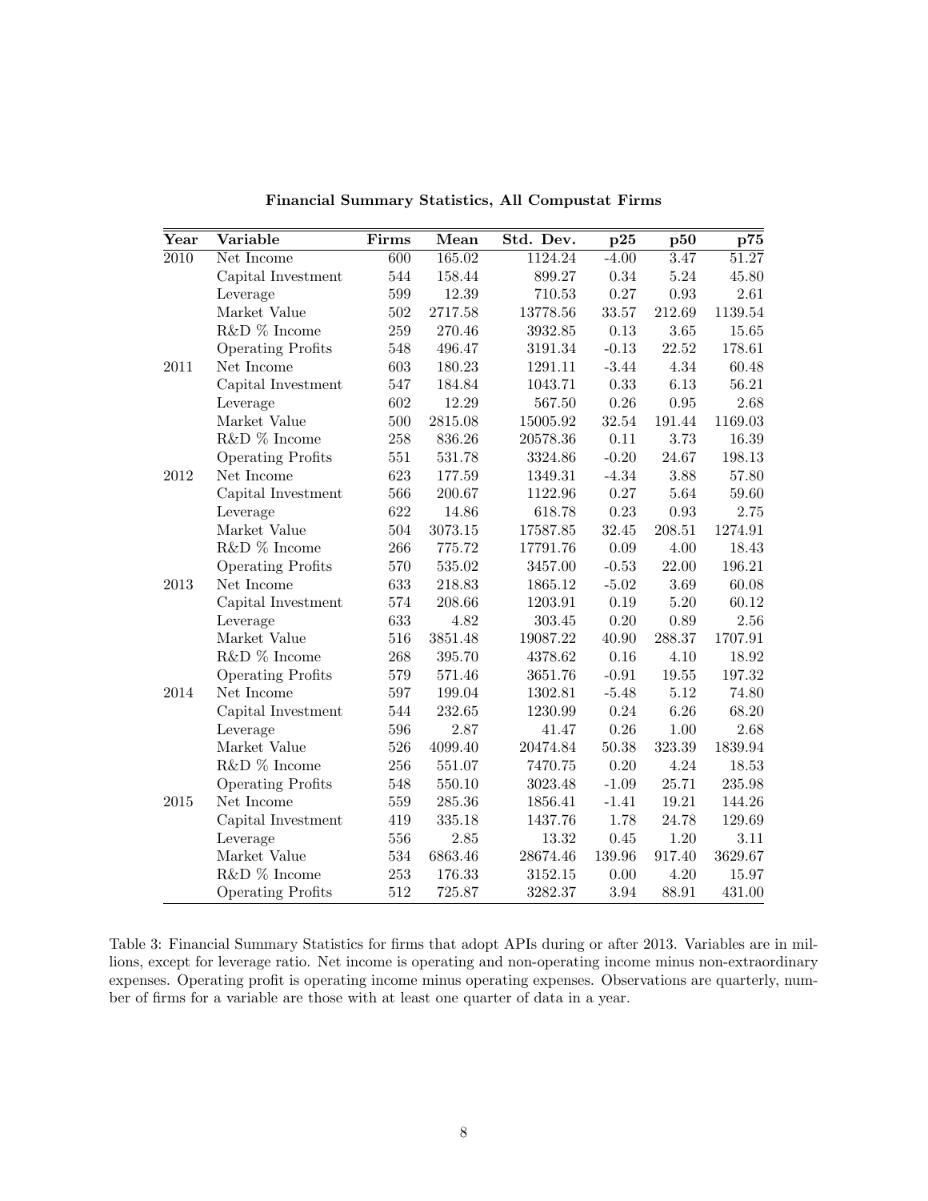**Financial Summary Statistics, All Compustat Firms**

| Year | Variable | Firms | Mean | Std. Dev. | p25 | p50 | p75 |
|---|---|---|---|---|---|---|---|
| 2010 | Net Income | 600 | 165.02 | 1124.24 | -4.00 | 3.47 | 51.27 |
| | Capital Investment | 544 | 158.44 | 899.27 | 0.34 | 5.24 | 45.80 |
| | Leverage | 599 | 12.39 | 710.53 | 0.27 | 0.93 | 2.61 |
| | Market Value | 502 | 2717.58 | 13778.56 | 33.57 | 212.69 | 1139.54 |
| | R&D % Income | 259 | 270.46 | 3932.85 | 0.13 | 3.65 | 15.65 |
| | Operating Profits | 548 | 496.47 | 3191.34 | -0.13 | 22.52 | 178.61 |
| 2011 | Net Income | 603 | 180.23 | 1291.11 | -3.44 | 4.34 | 60.48 |
| | Capital Investment | 547 | 184.84 | 1043.71 | 0.33 | 6.13 | 56.21 |
| | Leverage | 602 | 12.29 | 567.50 | 0.26 | 0.95 | 2.68 |
| | Market Value | 500 | 2815.08 | 15005.92 | 32.54 | 191.44 | 1169.03 |
| | R&D % Income | 258 | 836.26 | 20578.36 | 0.11 | 3.73 | 16.39 |
| | Operating Profits | 551 | 531.78 | 3324.86 | -0.20 | 24.67 | 198.13 |
| 2012 | Net Income | 623 | 177.59 | 1349.31 | -4.34 | 3.88 | 57.80 |
| | Capital Investment | 566 | 200.67 | 1122.96 | 0.27 | 5.64 | 59.60 |
| | Leverage | 622 | 14.86 | 618.78 | 0.23 | 0.93 | 2.75 |
| | Market Value | 504 | 3073.15 | 17587.85 | 32.45 | 208.51 | 1274.91 |
| | R&D % Income | 266 | 775.72 | 17791.76 | 0.09 | 4.00 | 18.43 |
| | Operating Profits | 570 | 535.02 | 3457.00 | -0.53 | 22.00 | 196.21 |
| 2013 | Net Income | 633 | 218.83 | 1865.12 | -5.02 | 3.69 | 60.08 |
| | Capital Investment | 574 | 208.66 | 1203.91 | 0.19 | 5.20 | 60.12 |
| | Leverage | 633 | 4.82 | 303.45 | 0.20 | 0.89 | 2.56 |
| | Market Value | 516 | 3851.48 | 19087.22 | 40.90 | 288.37 | 1707.91 |
| | R&D % Income | 268 | 395.70 | 4378.62 | 0.16 | 4.10 | 18.92 |
| | Operating Profits | 579 | 571.46 | 3651.76 | -0.91 | 19.55 | 197.32 |
| 2014 | Net Income | 597 | 199.04 | 1302.81 | -5.48 | 5.12 | 74.80 |
| | Capital Investment | 544 | 232.65 | 1230.99 | 0.24 | 6.26 | 68.20 |
| | Leverage | 596 | 2.87 | 41.47 | 0.26 | 1.00 | 2.68 |
| | Market Value | 526 | 4099.40 | 20474.84 | 50.38 | 323.39 | 1839.94 |
| | R&D % Income | 256 | 551.07 | 7470.75 | 0.20 | 4.24 | 18.53 |
| | Operating Profits | 548 | 550.10 | 3023.48 | -1.09 | 25.71 | 235.98 |
| 2015 | Net Income | 559 | 285.36 | 1856.41 | -1.41 | 19.21 | 144.26 |
| | Capital Investment | 419 | 335.18 | 1437.76 | 1.78 | 24.78 | 129.69 |
| | Leverage | 556 | 2.85 | 13.32 | 0.45 | 1.20 | 3.11 |
| | Market Value | 534 | 6863.46 | 28674.46 | 139.96 | 917.40 | 3629.67 |
| | R&D % Income | 253 | 176.33 | 3152.15 | 0.00 | 4.20 | 15.97 |
| | Operating Profits | 512 | 725.87 | 3282.37 | 3.94 | 88.91 | 431.00 |

Table 3: Financial Summary Statistics for firms that adopt APIs during or after 2013. Variables are in millions, except for leverage ratio. Net income is operating and non-operating income minus non-extraordinary expenses. Operating profit is operating income minus operating expenses. Observations are quarterly, number of firms for a variable are those with at least one quarter of data in a year.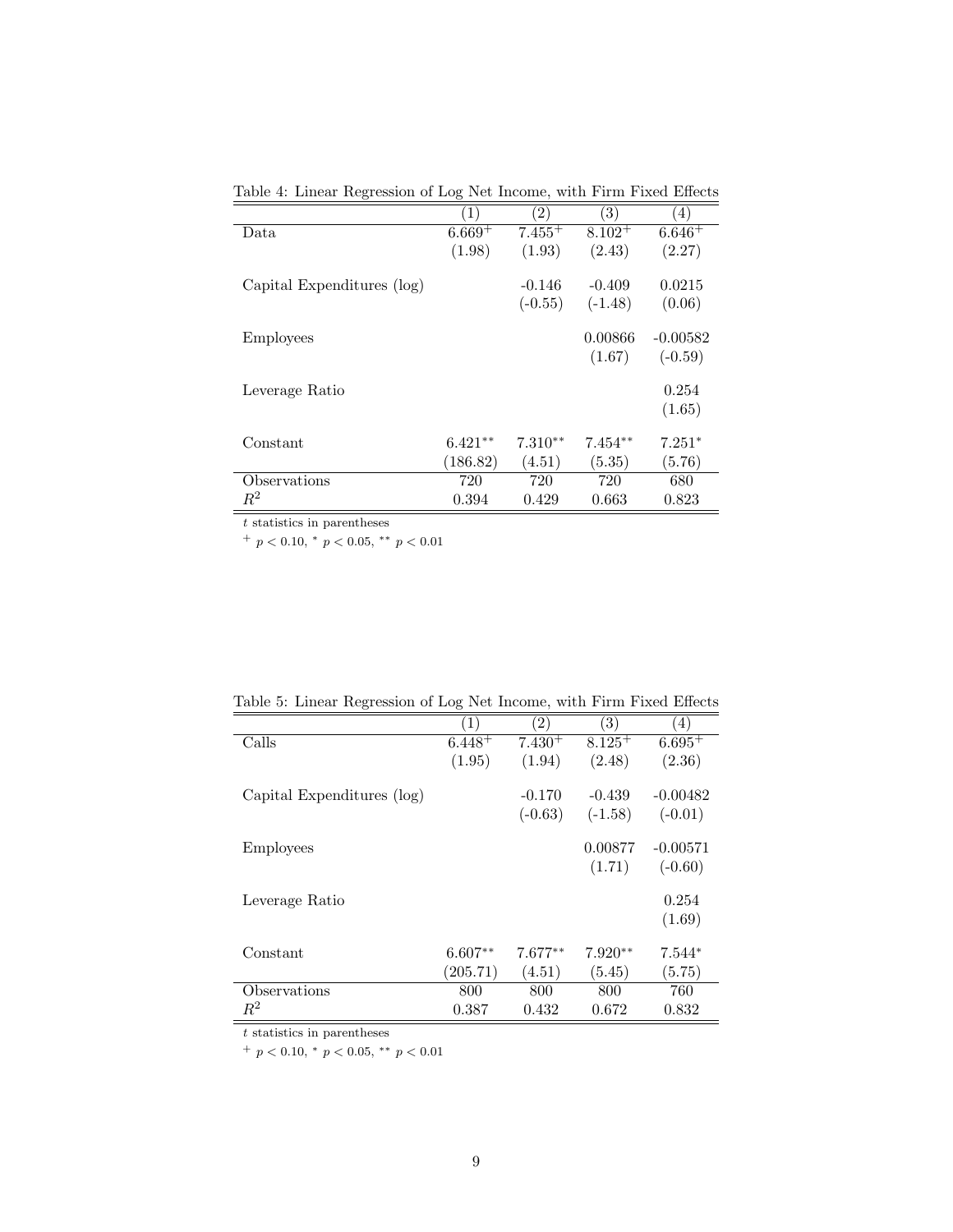Table 4: Linear Regression of Log Net Income, with Firm Fixed Effects

| | (1) | (2) | (3) | (4) |
|---|---|---|---|---|
| Data | $6.669^{+}$ | $7.455^{+}$ | $8.102^{+}$ | $6.646^{+}$ |
| | (1.98) | (1.93) | (2.43) | (2.27) |
| Capital Expenditures (log) | | -0.146 | -0.409 | 0.0215 |
| | | (-0.55) | (-1.48) | (0.06) |
| Employees | | | 0.00866 | -0.00582 |
| | | | (1.67) | (-0.59) |
| Leverage Ratio | | | | 0.254 |
| | | | | (1.65) |
| Constant | $6.421^{**}$ | $7.310^{**}$ | $7.454^{**}$ | $7.251^{*}$ |
| | (186.82) | (4.51) | (5.35) | (5.76) |
| Observations | 720 | 720 | 720 | 680 |
| $R^2$ | 0.394 | 0.429 | 0.663 | 0.823 |

$t$ statistics in parentheses

$^{+}$ $p < 0.10$, $^{*}$ $p < 0.05$, $^{**}$ $p < 0.01$

Table 5: Linear Regression of Log Net Income, with Firm Fixed Effects

| | (1) | (2) | (3) | (4) |
|---|---|---|---|---|
| Calls | $6.448^{+}$ | $7.430^{+}$ | $8.125^{+}$ | $6.695^{+}$ |
| | (1.95) | (1.94) | (2.48) | (2.36) |
| Capital Expenditures (log) | | -0.170 | -0.439 | -0.00482 |
| | | (-0.63) | (-1.58) | (-0.01) |
| Employees | | | 0.00877 | -0.00571 |
| | | | (1.71) | (-0.60) |
| Leverage Ratio | | | | 0.254 |
| | | | | (1.69) |
| Constant | $6.607^{**}$ | $7.677^{**}$ | $7.920^{**}$ | $7.544^{*}$ |
| | (205.71) | (4.51) | (5.45) | (5.75) |
| Observations | 800 | 800 | 800 | 760 |
| $R^2$ | 0.387 | 0.432 | 0.672 | 0.832 |

$t$ statistics in parentheses

$^{+}$ $p < 0.10$, $^{*}$ $p < 0.05$, $^{**}$ $p < 0.01$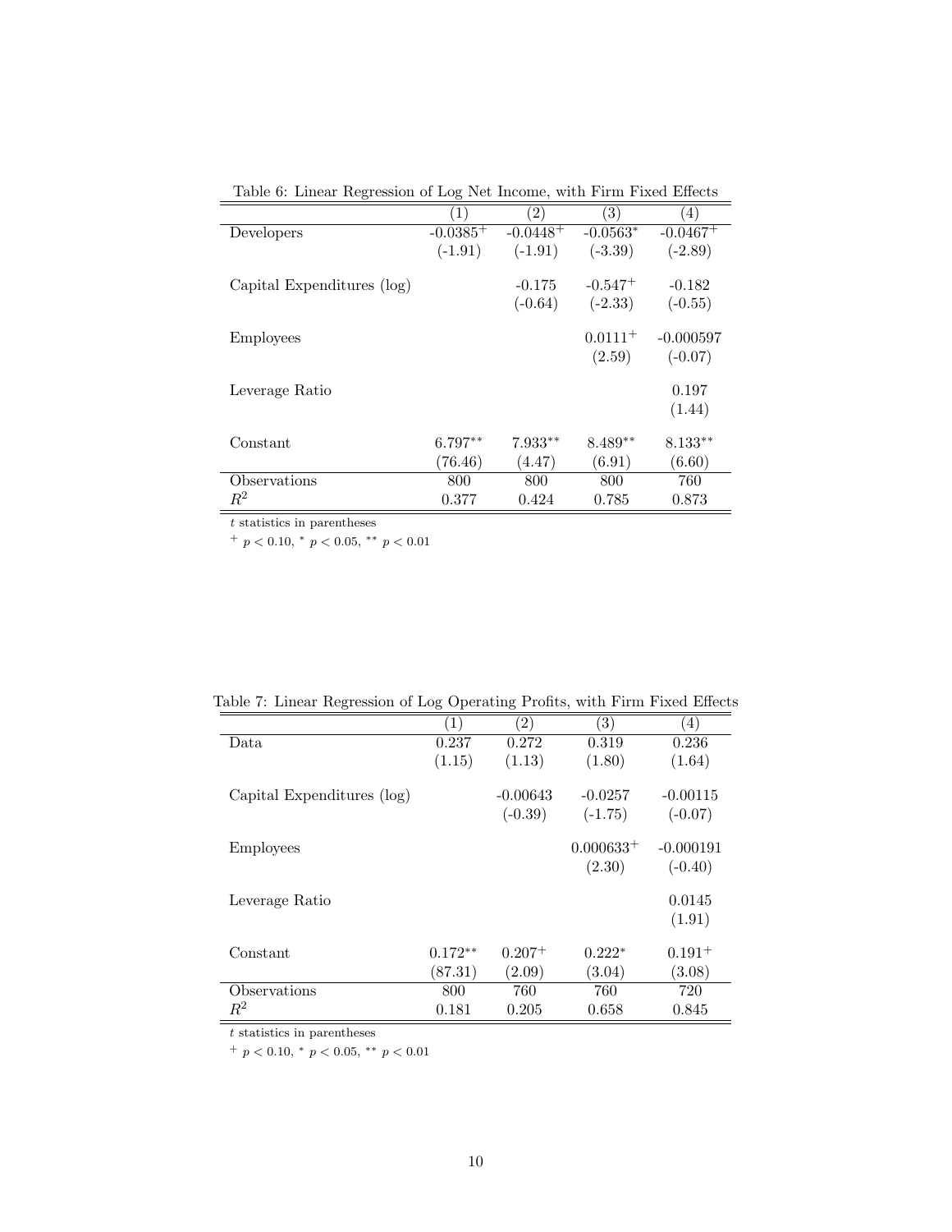Table 6: Linear Regression of Log Net Income, with Firm Fixed Effects

| | (1) | (2) | (3) | (4) |
|---|---|---|---|---|
| Developers | -0.0385$^{+}$ | -0.0448$^{+}$ | -0.0563$^{*}$ | -0.0467$^{+}$ |
| | (-1.91) | (-1.91) | (-3.39) | (-2.89) |
| Capital Expenditures (log) | | -0.175 | -0.547$^{+}$ | -0.182 |
| | | (-0.64) | (-2.33) | (-0.55) |
| Employees | | | 0.0111$^{+}$ | -0.000597 |
| | | | (2.59) | (-0.07) |
| Leverage Ratio | | | | 0.197 |
| | | | | (1.44) |
| Constant | 6.797$^{**}$ | 7.933$^{**}$ | 8.489$^{**}$ | 8.133$^{**}$ |
| | (76.46) | (4.47) | (6.91) | (6.60) |
| Observations | 800 | 800 | 800 | 760 |
| $R^2$ | 0.377 | 0.424 | 0.785 | 0.873 |

$t$ statistics in parentheses

$^{+}$ $p < 0.10$, $^{*}$ $p < 0.05$, $^{**}$ $p < 0.01$

Table 7: Linear Regression of Log Operating Profits, with Firm Fixed Effects

| | (1) | (2) | (3) | (4) |
|---|---|---|---|---|
| Data | 0.237 | 0.272 | 0.319 | 0.236 |
| | (1.15) | (1.13) | (1.80) | (1.64) |
| Capital Expenditures (log) | | -0.00643 | -0.0257 | -0.00115 |
| | | (-0.39) | (-1.75) | (-0.07) |
| Employees | | | 0.000633$^{+}$ | -0.000191 |
| | | | (2.30) | (-0.40) |
| Leverage Ratio | | | | 0.0145 |
| | | | | (1.91) |
| Constant | 0.172$^{**}$ | 0.207$^{+}$ | 0.222$^{*}$ | 0.191$^{+}$ |
| | (87.31) | (2.09) | (3.04) | (3.08) |
| Observations | 800 | 760 | 760 | 720 |
| $R^2$ | 0.181 | 0.205 | 0.658 | 0.845 |

$t$ statistics in parentheses

$^{+}$ $p < 0.10$, $^{*}$ $p < 0.05$, $^{**}$ $p < 0.01$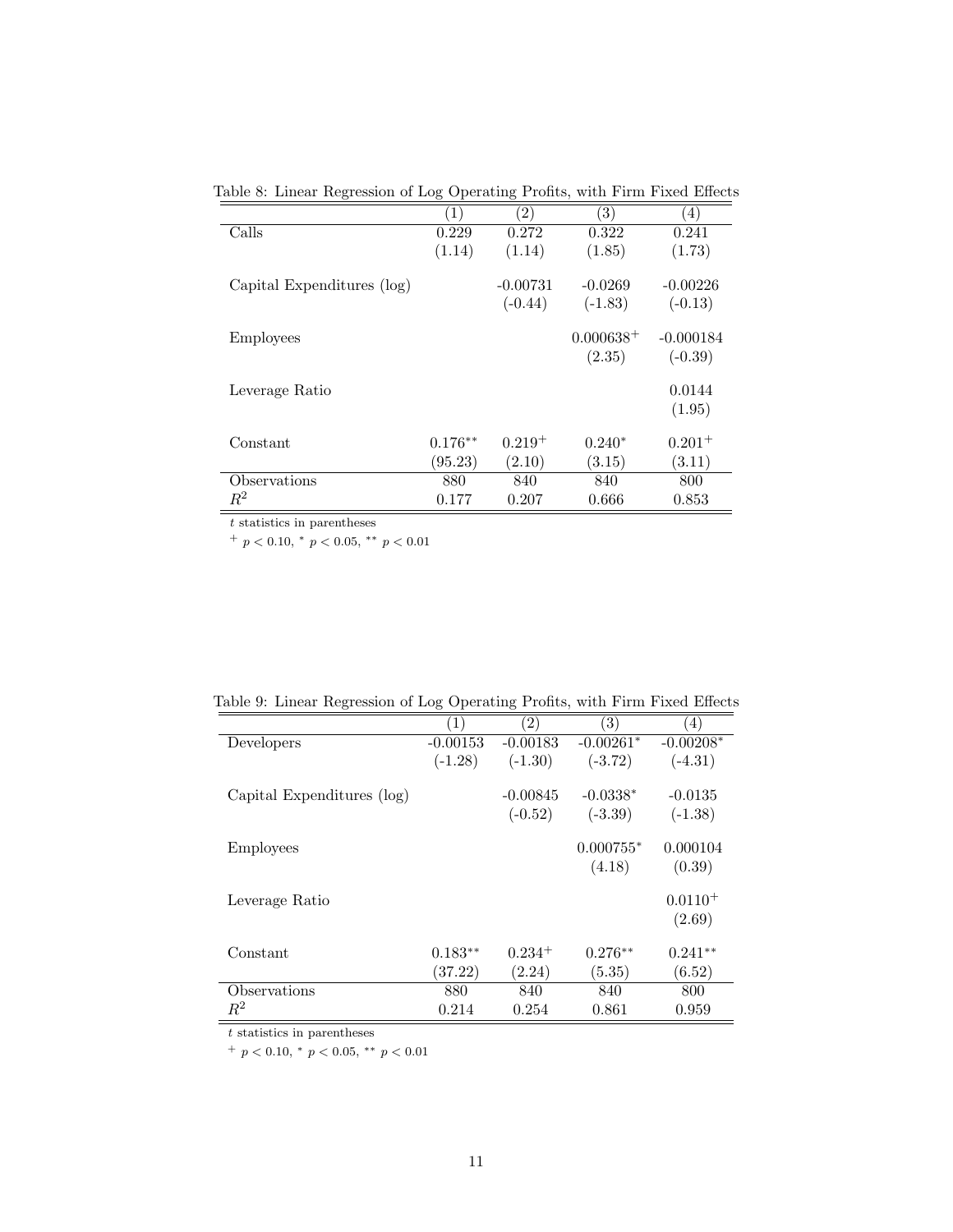Table 8: Linear Regression of Log Operating Profits, with Firm Fixed Effects

| | (1) | (2) | (3) | (4) |
|---|---|---|---|---|
| Calls | 0.229 | 0.272 | 0.322 | 0.241 |
| | (1.14) | (1.14) | (1.85) | (1.73) |
| Capital Expenditures (log) | | -0.00731 | -0.0269 | -0.00226 |
| | | (-0.44) | (-1.83) | (-0.13) |
| Employees | | | $0.000638^{+}$ | -0.000184 |
| | | | (2.35) | (-0.39) |
| Leverage Ratio | | | | 0.0144 |
| | | | | (1.95) |
| Constant | $0.176^{**}$ | $0.219^{+}$ | $0.240^{*}$ | $0.201^{+}$ |
| | (95.23) | (2.10) | (3.15) | (3.11) |
| Observations | 880 | 840 | 840 | 800 |
| $R^2$ | 0.177 | 0.207 | 0.666 | 0.853 |

$t$ statistics in parentheses

$^{+}$ $p < 0.10$, $^{*}$ $p < 0.05$, $^{**}$ $p < 0.01$

Table 9: Linear Regression of Log Operating Profits, with Firm Fixed Effects

| | (1) | (2) | (3) | (4) |
|---|---|---|---|---|
| Developers | -0.00153 | -0.00183 | $-0.00261^{*}$ | $-0.00208^{*}$ |
| | (-1.28) | (-1.30) | (-3.72) | (-4.31) |
| Capital Expenditures (log) | | -0.00845 | $-0.0338^{*}$ | -0.0135 |
| | | (-0.52) | (-3.39) | (-1.38) |
| Employees | | | $0.000755^{*}$ | 0.000104 |
| | | | (4.18) | (0.39) |
| Leverage Ratio | | | | $0.0110^{+}$ |
| | | | | (2.69) |
| Constant | $0.183^{**}$ | $0.234^{+}$ | $0.276^{**}$ | $0.241^{**}$ |
| | (37.22) | (2.24) | (5.35) | (6.52) |
| Observations | 880 | 840 | 840 | 800 |
| $R^2$ | 0.214 | 0.254 | 0.861 | 0.959 |

$t$ statistics in parentheses

$^{+}$ $p < 0.10$, $^{*}$ $p < 0.05$, $^{**}$ $p < 0.01$